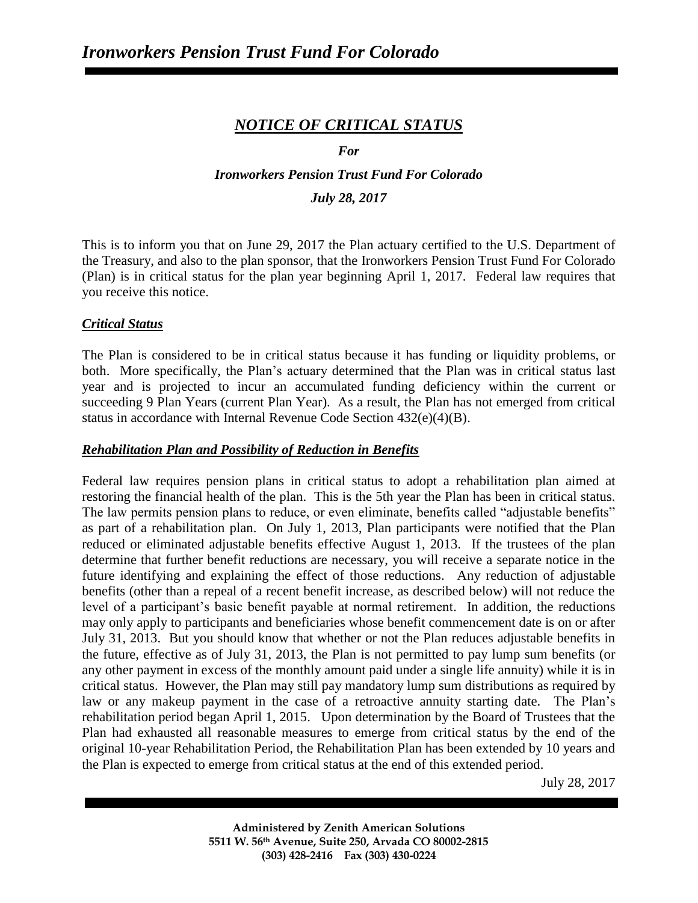## *NOTICE OF CRITICAL STATUS*

***For***

***Ironworkers Pension Trust Fund For Colorado***

***July 28, 2017***

This is to inform you that on June 29, 2017 the Plan actuary certified to the U.S. Department of the Treasury, and also to the plan sponsor, that the Ironworkers Pension Trust Fund For Colorado (Plan) is in critical status for the plan year beginning April 1, 2017. Federal law requires that you receive this notice.

### *Critical Status*

The Plan is considered to be in critical status because it has funding or liquidity problems, or both. More specifically, the Plan's actuary determined that the Plan was in critical status last year and is projected to incur an accumulated funding deficiency within the current or succeeding 9 Plan Years (current Plan Year). As a result, the Plan has not emerged from critical status in accordance with Internal Revenue Code Section 432(e)(4)(B).

### *Rehabilitation Plan and Possibility of Reduction in Benefits*

Federal law requires pension plans in critical status to adopt a rehabilitation plan aimed at restoring the financial health of the plan. This is the 5th year the Plan has been in critical status. The law permits pension plans to reduce, or even eliminate, benefits called "adjustable benefits" as part of a rehabilitation plan. On July 1, 2013, Plan participants were notified that the Plan reduced or eliminated adjustable benefits effective August 1, 2013. If the trustees of the plan determine that further benefit reductions are necessary, you will receive a separate notice in the future identifying and explaining the effect of those reductions. Any reduction of adjustable benefits (other than a repeal of a recent benefit increase, as described below) will not reduce the level of a participant's basic benefit payable at normal retirement. In addition, the reductions may only apply to participants and beneficiaries whose benefit commencement date is on or after July 31, 2013. But you should know that whether or not the Plan reduces adjustable benefits in the future, effective as of July 31, 2013, the Plan is not permitted to pay lump sum benefits (or any other payment in excess of the monthly amount paid under a single life annuity) while it is in critical status. However, the Plan may still pay mandatory lump sum distributions as required by law or any makeup payment in the case of a retroactive annuity starting date. The Plan's rehabilitation period began April 1, 2015. Upon determination by the Board of Trustees that the Plan had exhausted all reasonable measures to emerge from critical status by the end of the original 10-year Rehabilitation Period, the Rehabilitation Plan has been extended by 10 years and the Plan is expected to emerge from critical status at the end of this extended period.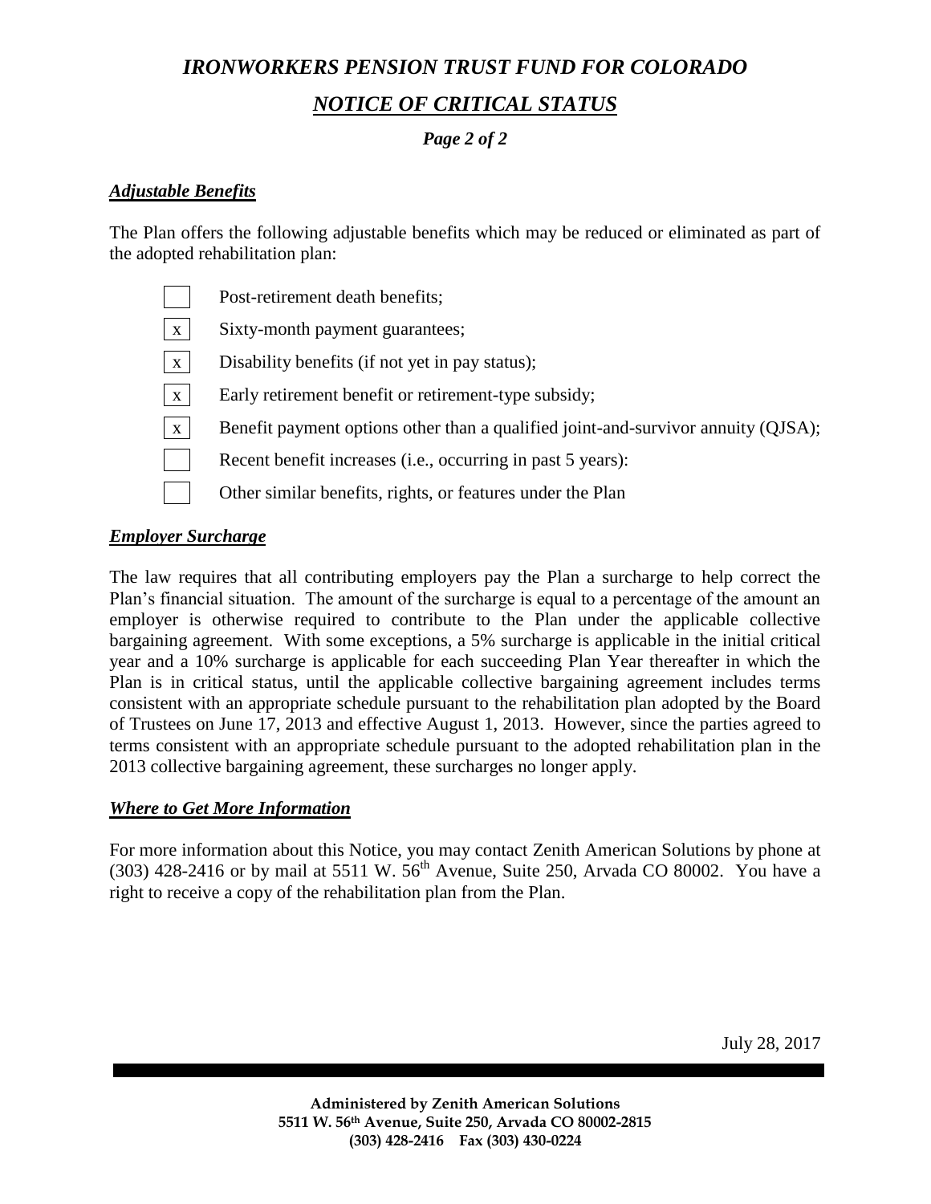# *IRONWORKERS PENSION TRUST FUND FOR COLORADO*

## ***NOTICE OF CRITICAL STATUS***

### ***Adjustable Benefits***

The Plan offers the following adjustable benefits which may be reduced or eliminated as part of the adopted rehabilitation plan:

- [ ] Post-retirement death benefits;
- [x] Sixty-month payment guarantees;
- [x] Disability benefits (if not yet in pay status);
- [x] Early retirement benefit or retirement-type subsidy;
- [x] Benefit payment options other than a qualified joint-and-survivor annuity (QJSA);
- [ ] Recent benefit increases (i.e., occurring in past 5 years):
- [ ] Other similar benefits, rights, or features under the Plan

### ***Employer Surcharge***

The law requires that all contributing employers pay the Plan a surcharge to help correct the Plan's financial situation. The amount of the surcharge is equal to a percentage of the amount an employer is otherwise required to contribute to the Plan under the applicable collective bargaining agreement. With some exceptions, a 5% surcharge is applicable in the initial critical year and a 10% surcharge is applicable for each succeeding Plan Year thereafter in which the Plan is in critical status, until the applicable collective bargaining agreement includes terms consistent with an appropriate schedule pursuant to the rehabilitation plan adopted by the Board of Trustees on June 17, 2013 and effective August 1, 2013. However, since the parties agreed to terms consistent with an appropriate schedule pursuant to the adopted rehabilitation plan in the 2013 collective bargaining agreement, these surcharges no longer apply.

### ***Where to Get More Information***

For more information about this Notice, you may contact Zenith American Solutions by phone at (303) 428-2416 or by mail at 5511 W. 56th Avenue, Suite 250, Arvada CO 80002. You have a right to receive a copy of the rehabilitation plan from the Plan.

July 28, 2017

**Administered by Zenith American Solutions**
**5511 W. 56th Avenue, Suite 250, Arvada CO 80002-2815**
**(303) 428-2416 Fax (303) 430-0224**